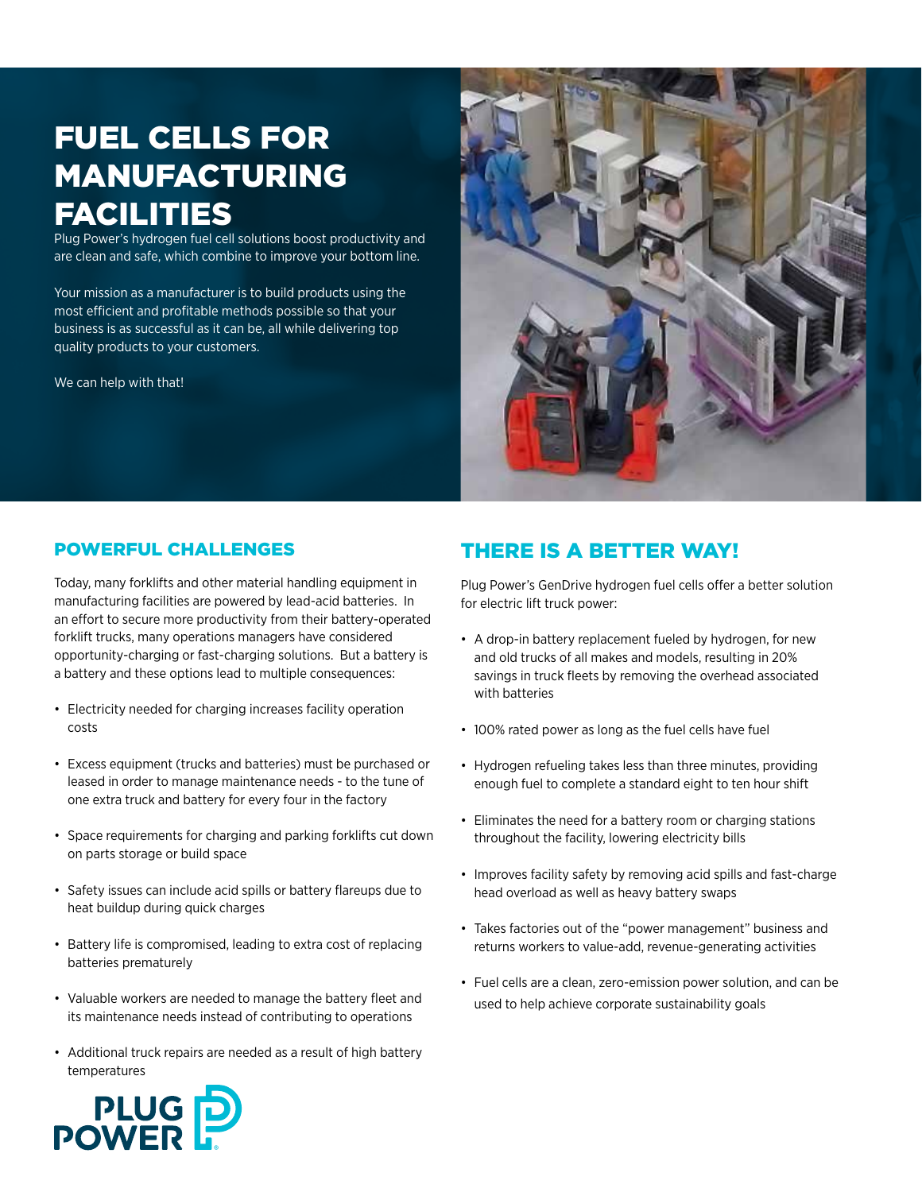# FUEL CELLS FOR MANUFACTURING FACILITIES

Plug Power's hydrogen fuel cell solutions boost productivity and are clean and safe, which combine to improve your bottom line.

Your mission as a manufacturer is to build products using the most efficient and profitable methods possible so that your business is as successful as it can be, all while delivering top quality products to your customers.

We can help with that!

## POWERFUL CHALLENGES

Today, many forklifts and other material handling equipment in manufacturing facilities are powered by lead-acid batteries. In an effort to secure more productivity from their battery-operated forklift trucks, many operations managers have considered opportunity-charging or fast-charging solutions. But a battery is a battery and these options lead to multiple consequences:

- Electricity needed for charging increases facility operation costs
- Excess equipment (trucks and batteries) must be purchased or leased in order to manage maintenance needs - to the tune of one extra truck and battery for every four in the factory
- Space requirements for charging and parking forklifts cut down on parts storage or build space
- Safety issues can include acid spills or battery flareups due to heat buildup during quick charges
- Battery life is compromised, leading to extra cost of replacing batteries prematurely
- Valuable workers are needed to manage the battery fleet and its maintenance needs instead of contributing to operations
- Additional truck repairs are needed as a result of high battery temperatures

## THERE IS A BETTER WAY!

Plug Power's GenDrive hydrogen fuel cells offer a better solution for electric lift truck power:

- A drop-in battery replacement fueled by hydrogen, for new and old trucks of all makes and models, resulting in 20% savings in truck fleets by removing the overhead associated with batteries
- 100% rated power as long as the fuel cells have fuel
- Hydrogen refueling takes less than three minutes, providing enough fuel to complete a standard eight to ten hour shift
- Eliminates the need for a battery room or charging stations throughout the facility, lowering electricity bills
- Improves facility safety by removing acid spills and fast-charge head overload as well as heavy battery swaps
- Takes factories out of the "power management" business and returns workers to value-add, revenue-generating activities
- Fuel cells are a clean, zero-emission power solution, and can be used to help achieve corporate sustainability goals

PLUG POWER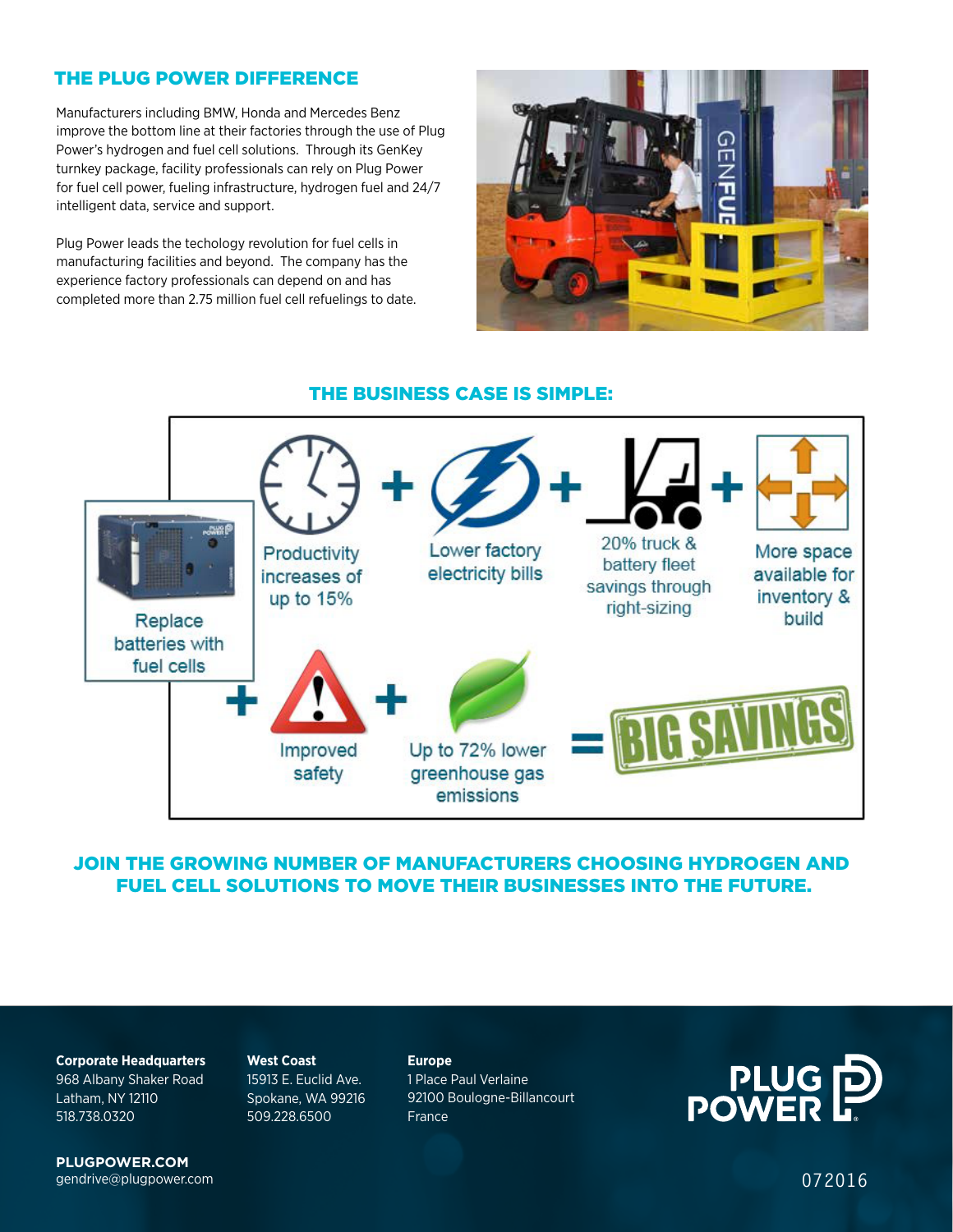## THE PLUG POWER DIFFERENCE

Manufacturers including BMW, Honda and Mercedes Benz improve the bottom line at their factories through the use of Plug Power's hydrogen and fuel cell solutions. Through its GenKey turnkey package, facility professionals can rely on Plug Power for fuel cell power, fueling infrastructure, hydrogen fuel and 24/7 intelligent data, service and support.

Plug Power leads the techology revolution for fuel cells in manufacturing facilities and beyond. The company has the experience factory professionals can depend on and has completed more than 2.75 million fuel cell refuelings to date.

## THE BUSINESS CASE IS SIMPLE:

Replace batteries with fuel cells

Productivity increases of up to 15%

+

Lower factory electricity bills

+

20% truck & battery fleet savings through right-sizing

+

More space available for inventory & build

+

Improved safety

+

Up to 72% lower greenhouse gas emissions

= BIG SAVINGS

## JOIN THE GROWING NUMBER OF MANUFACTURERS CHOOSING HYDROGEN AND FUEL CELL SOLUTIONS TO MOVE THEIR BUSINESSES INTO THE FUTURE.

**Corporate Headquarters**
968 Albany Shaker Road
Latham, NY 12110
518.738.0320

**West Coast**
15913 E. Euclid Ave.
Spokane, WA 99216
509.228.6500

**Europe**
1 Place Paul Verlaine
92100 Boulogne-Billancourt
France

**PLUGPOWER.COM**
gendrive@plugpower.com

PLUG POWER

072016